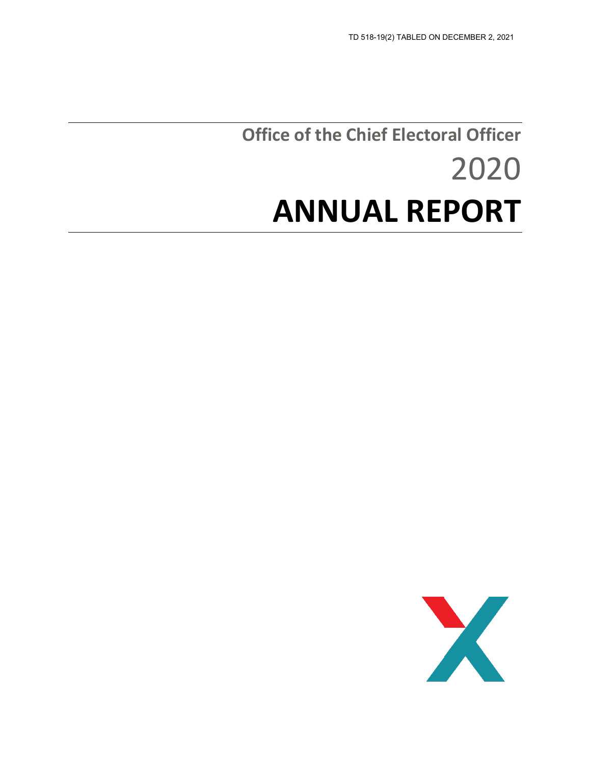TD 518-19(2) TABLED ON DECEMBER 2, 2021

## Office of the Chief Electoral Officer

# 2020

# ANNUAL REPORT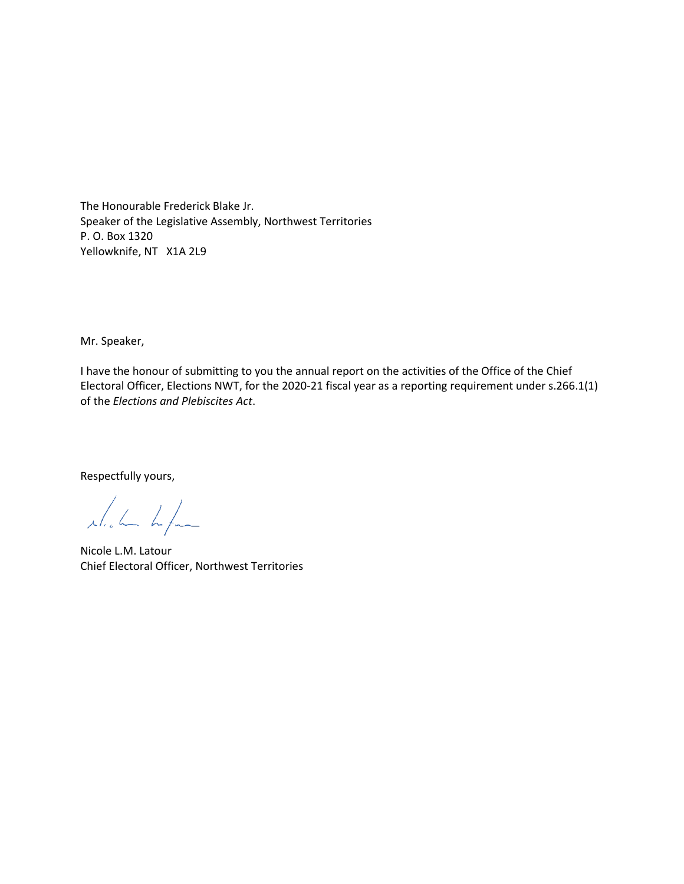The Honourable Frederick Blake Jr.
Speaker of the Legislative Assembly, Northwest Territories
P. O. Box 1320
Yellowknife, NT X1A 2L9

Mr. Speaker,

I have the honour of submitting to you the annual report on the activities of the Office of the Chief Electoral Officer, Elections NWT, for the 2020-21 fiscal year as a reporting requirement under s.266.1(1) of the *Elections and Plebiscites Act*.

Respectfully yours,

Nicole L.M. Latour
Chief Electoral Officer, Northwest Territories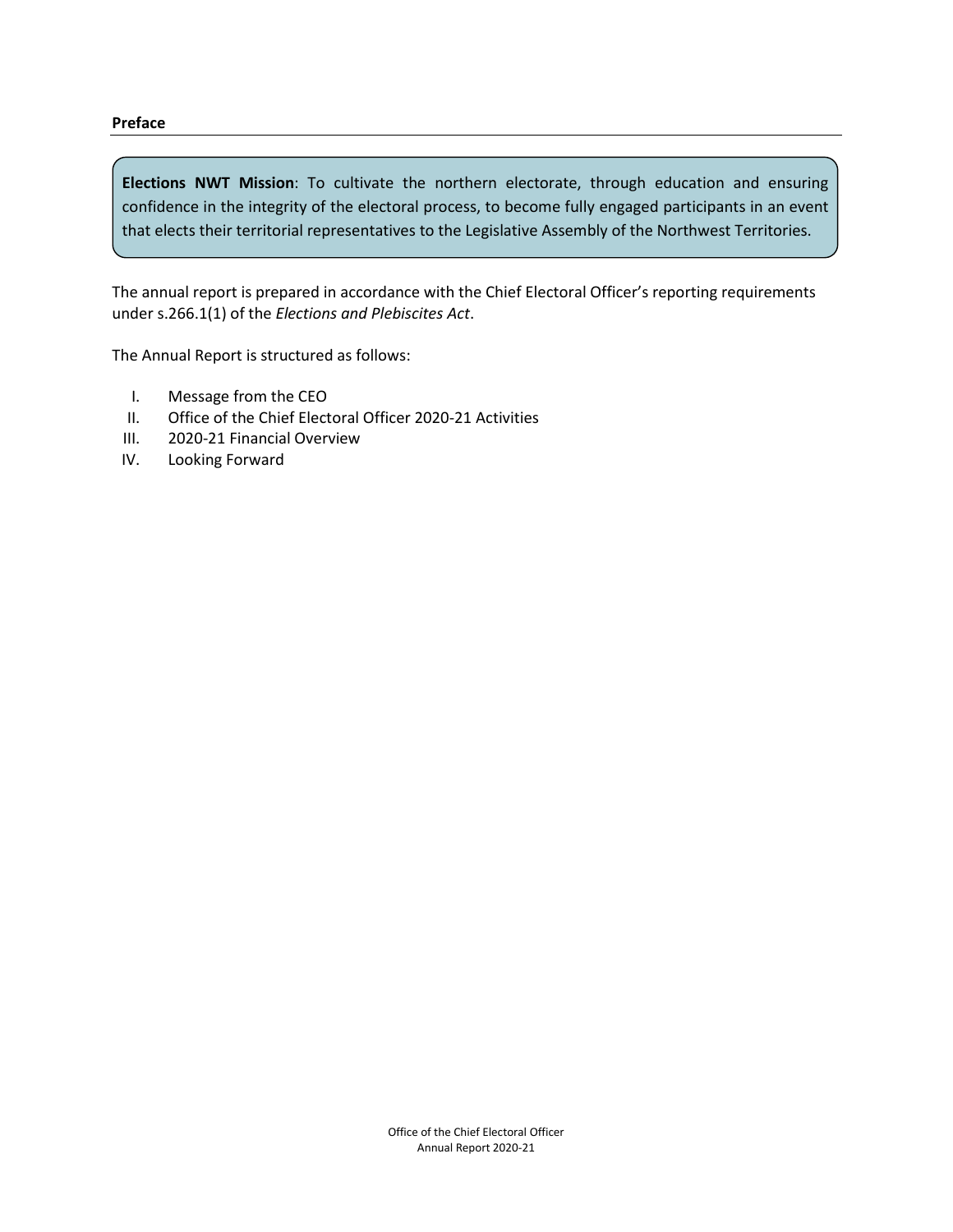## Preface

**Elections NWT Mission**: To cultivate the northern electorate, through education and ensuring confidence in the integrity of the electoral process, to become fully engaged participants in an event that elects their territorial representatives to the Legislative Assembly of the Northwest Territories.

The annual report is prepared in accordance with the Chief Electoral Officer's reporting requirements under s.266.1(1) of the *Elections and Plebiscites Act*.

The Annual Report is structured as follows:

I. Message from the CEO
II. Office of the Chief Electoral Officer 2020-21 Activities
III. 2020-21 Financial Overview
IV. Looking Forward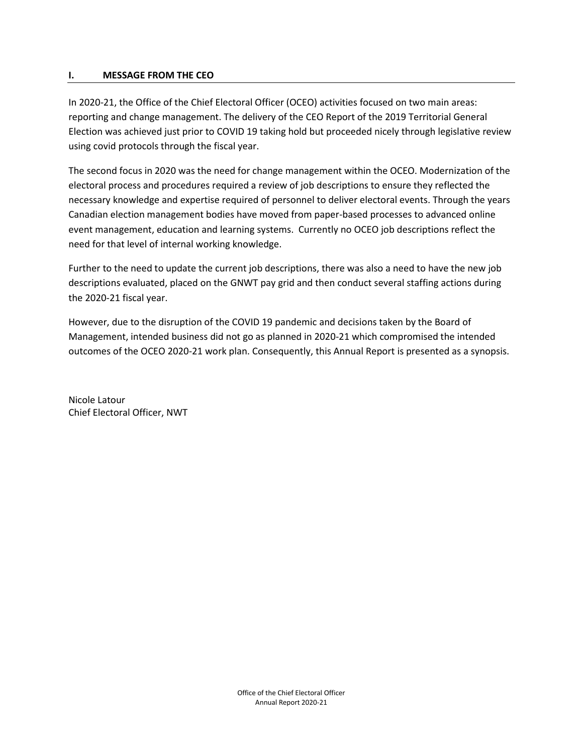## I. MESSAGE FROM THE CEO

In 2020-21, the Office of the Chief Electoral Officer (OCEO) activities focused on two main areas: reporting and change management. The delivery of the CEO Report of the 2019 Territorial General Election was achieved just prior to COVID 19 taking hold but proceeded nicely through legislative review using covid protocols through the fiscal year.

The second focus in 2020 was the need for change management within the OCEO. Modernization of the electoral process and procedures required a review of job descriptions to ensure they reflected the necessary knowledge and expertise required of personnel to deliver electoral events. Through the years Canadian election management bodies have moved from paper-based processes to advanced online event management, education and learning systems. Currently no OCEO job descriptions reflect the need for that level of internal working knowledge.

Further to the need to update the current job descriptions, there was also a need to have the new job descriptions evaluated, placed on the GNWT pay grid and then conduct several staffing actions during the 2020-21 fiscal year.

However, due to the disruption of the COVID 19 pandemic and decisions taken by the Board of Management, intended business did not go as planned in 2020-21 which compromised the intended outcomes of the OCEO 2020-21 work plan. Consequently, this Annual Report is presented as a synopsis.

Nicole Latour
Chief Electoral Officer, NWT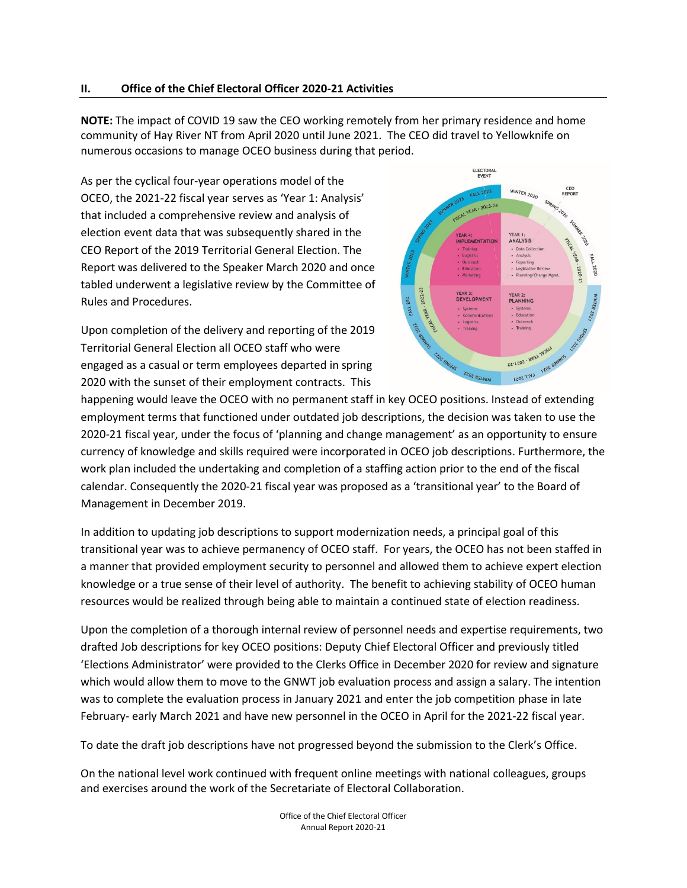## II. Office of the Chief Electoral Officer 2020-21 Activities

**NOTE:** The impact of COVID 19 saw the CEO working remotely from her primary residence and home community of Hay River NT from April 2020 until June 2021. The CEO did travel to Yellowknife on numerous occasions to manage OCEO business during that period.

As per the cyclical four-year operations model of the OCEO, the 2021-22 fiscal year serves as 'Year 1: Analysis' that included a comprehensive review and analysis of election event data that was subsequently shared in the CEO Report of the 2019 Territorial General Election. The Report was delivered to the Speaker March 2020 and once tabled underwent a legislative review by the Committee of Rules and Procedures.

Upon completion of the delivery and reporting of the 2019 Territorial General Election all OCEO staff who were engaged as a casual or term employees departed in spring 2020 with the sunset of their employment contracts. This happening would leave the OCEO with no permanent staff in key OCEO positions. Instead of extending employment terms that functioned under outdated job descriptions, the decision was taken to use the 2020-21 fiscal year, under the focus of 'planning and change management' as an opportunity to ensure currency of knowledge and skills required were incorporated in OCEO job descriptions. Furthermore, the work plan included the undertaking and completion of a staffing action prior to the end of the fiscal calendar. Consequently the 2020-21 fiscal year was proposed as a 'transitional year' to the Board of Management in December 2019.

In addition to updating job descriptions to support modernization needs, a principal goal of this transitional year was to achieve permanency of OCEO staff. For years, the OCEO has not been staffed in a manner that provided employment security to personnel and allowed them to achieve expert election knowledge or a true sense of their level of authority. The benefit to achieving stability of OCEO human resources would be realized through being able to maintain a continued state of election readiness.

Upon the completion of a thorough internal review of personnel needs and expertise requirements, two drafted Job descriptions for key OCEO positions: Deputy Chief Electoral Officer and previously titled 'Elections Administrator' were provided to the Clerks Office in December 2020 for review and signature which would allow them to move to the GNWT job evaluation process and assign a salary. The intention was to complete the evaluation process in January 2021 and enter the job competition phase in late February- early March 2021 and have new personnel in the OCEO in April for the 2021-22 fiscal year.

To date the draft job descriptions have not progressed beyond the submission to the Clerk's Office.

On the national level work continued with frequent online meetings with national colleagues, groups and exercises around the work of the Secretariate of Electoral Collaboration.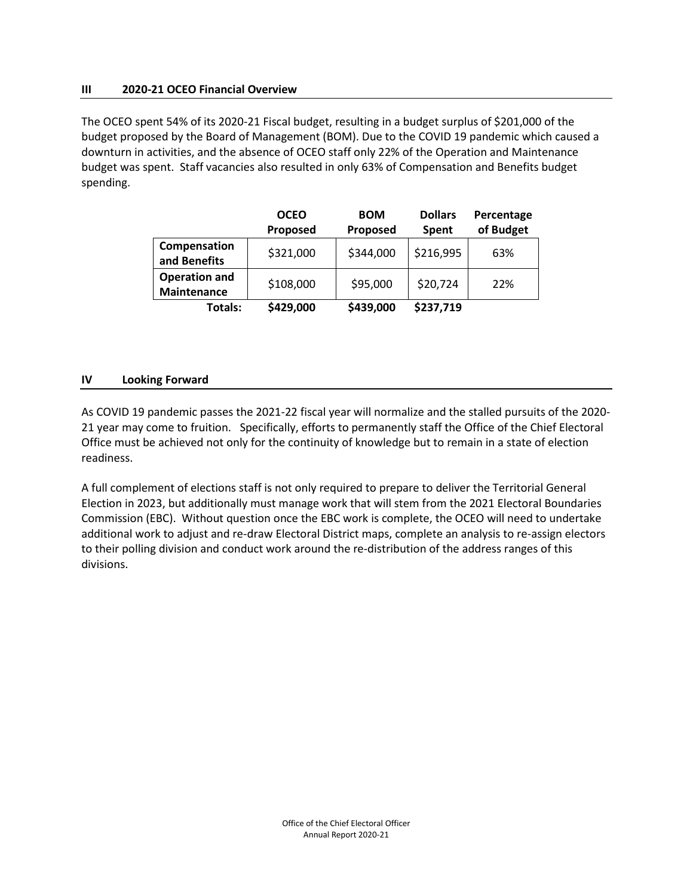## III 2020-21 OCEO Financial Overview

The OCEO spent 54% of its 2020-21 Fiscal budget, resulting in a budget surplus of $201,000 of the budget proposed by the Board of Management (BOM). Due to the COVID 19 pandemic which caused a downturn in activities, and the absence of OCEO staff only 22% of the Operation and Maintenance budget was spent. Staff vacancies also resulted in only 63% of Compensation and Benefits budget spending.

| | OCEO Proposed | BOM Proposed | Dollars Spent | Percentage of Budget |
|---|---|---|---|---|
| **Compensation and Benefits** | $321,000 | $344,000 | $216,995 | 63% |
| **Operation and Maintenance** | $108,000 | $95,000 | $20,724 | 22% |
| **Totals:** | **$429,000** | **$439,000** | **$237,719** | |

## IV Looking Forward

As COVID 19 pandemic passes the 2021-22 fiscal year will normalize and the stalled pursuits of the 2020-21 year may come to fruition. Specifically, efforts to permanently staff the Office of the Chief Electoral Office must be achieved not only for the continuity of knowledge but to remain in a state of election readiness.

A full complement of elections staff is not only required to prepare to deliver the Territorial General Election in 2023, but additionally must manage work that will stem from the 2021 Electoral Boundaries Commission (EBC). Without question once the EBC work is complete, the OCEO will need to undertake additional work to adjust and re-draw Electoral District maps, complete an analysis to re-assign electors to their polling division and conduct work around the re-distribution of the address ranges of this divisions.